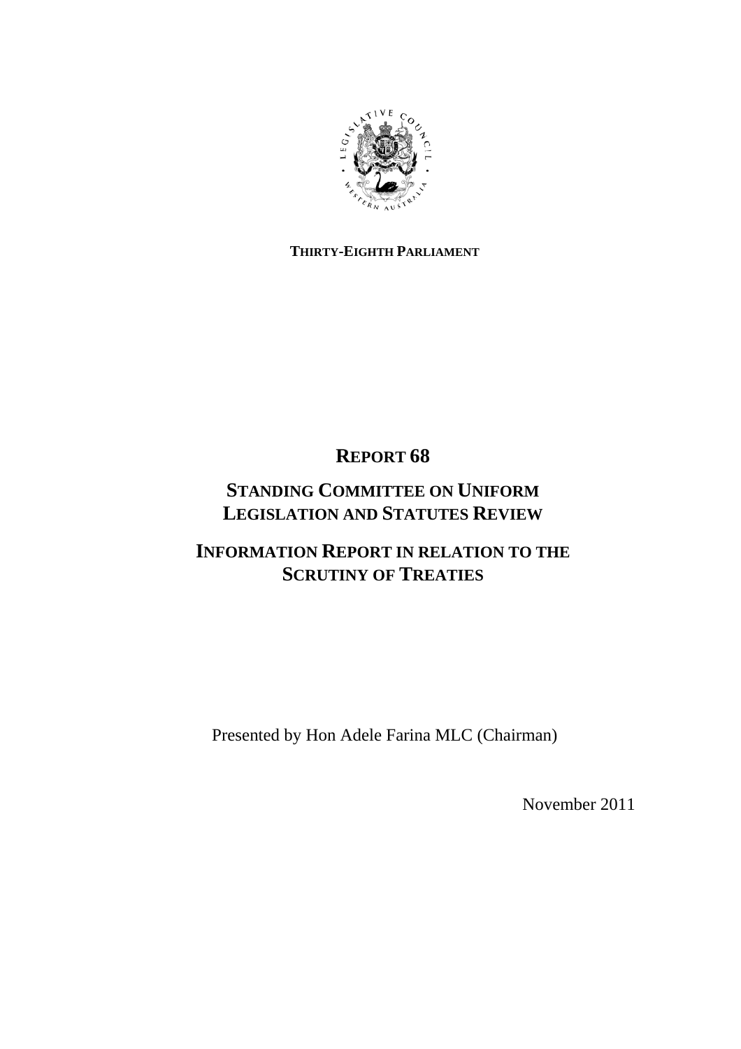**THIRTY-EIGHTH PARLIAMENT**

# REPORT 68

## STANDING COMMITTEE ON UNIFORM LEGISLATION AND STATUTES REVIEW

## INFORMATION REPORT IN RELATION TO THE SCRUTINY OF TREATIES

Presented by Hon Adele Farina MLC (Chairman)

November 2011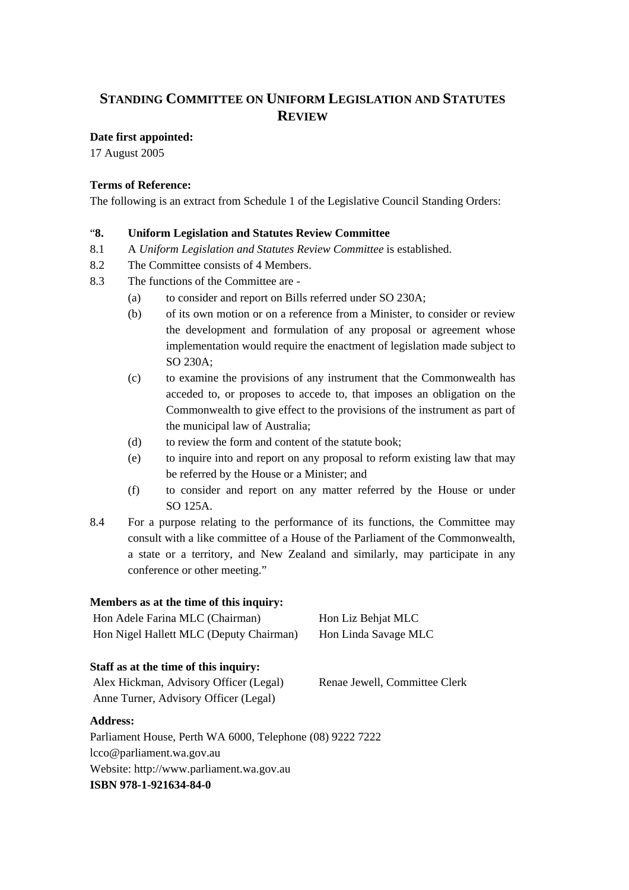# STANDING COMMITTEE ON UNIFORM LEGISLATION AND STATUTES REVIEW

**Date first appointed:**

17 August 2005

**Terms of Reference:**

The following is an extract from Schedule 1 of the Legislative Council Standing Orders:

"**8. Uniform Legislation and Statutes Review Committee**

8.1 A *Uniform Legislation and Statutes Review Committee* is established.

8.2 The Committee consists of 4 Members.

8.3 The functions of the Committee are -

- (a) to consider and report on Bills referred under SO 230A;
- (b) of its own motion or on a reference from a Minister, to consider or review the development and formulation of any proposal or agreement whose implementation would require the enactment of legislation made subject to SO 230A;
- (c) to examine the provisions of any instrument that the Commonwealth has acceded to, or proposes to accede to, that imposes an obligation on the Commonwealth to give effect to the provisions of the instrument as part of the municipal law of Australia;
- (d) to review the form and content of the statute book;
- (e) to inquire into and report on any proposal to reform existing law that may be referred by the House or a Minister; and
- (f) to consider and report on any matter referred by the House or under SO 125A.

8.4 For a purpose relating to the performance of its functions, the Committee may consult with a like committee of a House of the Parliament of the Commonwealth, a state or a territory, and New Zealand and similarly, may participate in any conference or other meeting."

**Members as at the time of this inquiry:**

Hon Adele Farina MLC (Chairman)
Hon Nigel Hallett MLC (Deputy Chairman)
Hon Liz Behjat MLC
Hon Linda Savage MLC

**Staff as at the time of this inquiry:**

Alex Hickman, Advisory Officer (Legal)
Anne Turner, Advisory Officer (Legal)
Renae Jewell, Committee Clerk

**Address:**

Parliament House, Perth WA 6000, Telephone (08) 9222 7222
lcco@parliament.wa.gov.au
Website: http://www.parliament.wa.gov.au

**ISBN 978-1-921634-84-0**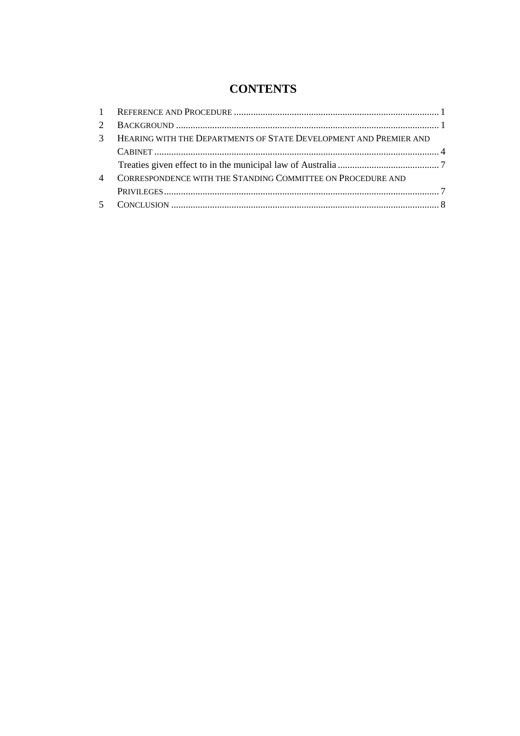# CONTENTS

1 REFERENCE AND PROCEDURE .................................................................................... 1

2 BACKGROUND ........................................................................................................ 1

3 HEARING WITH THE DEPARTMENTS OF STATE DEVELOPMENT AND PREMIER AND CABINET .................................................................................................................. 4

Treaties given effect to in the municipal law of Australia ........................................ 7

4 CORRESPONDENCE WITH THE STANDING COMMITTEE ON PROCEDURE AND PRIVILEGES .............................................................................................................. 7

5 CONCLUSION .......................................................................................................... 8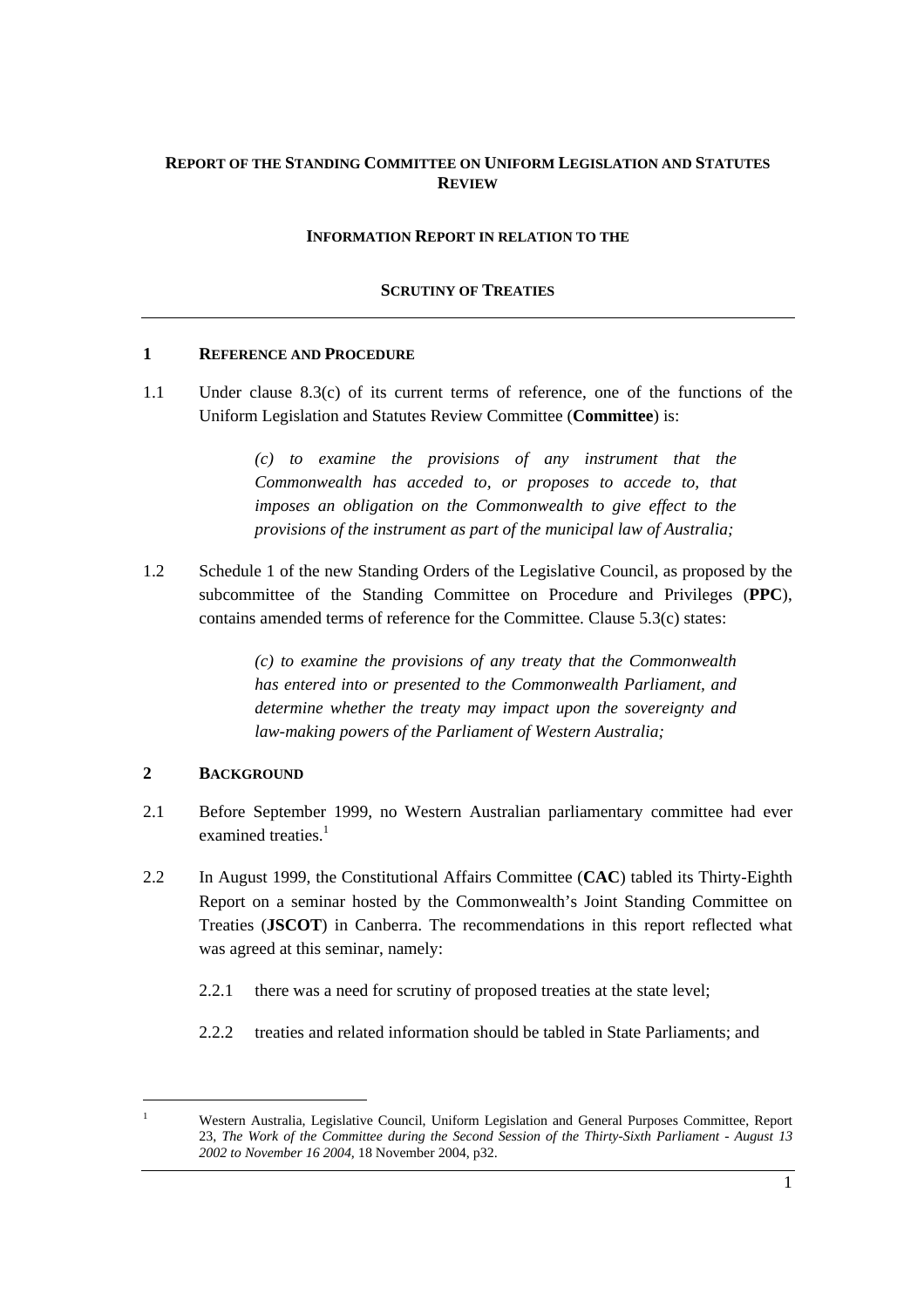**REPORT OF THE STANDING COMMITTEE ON UNIFORM LEGISLATION AND STATUTES REVIEW**

**INFORMATION REPORT IN RELATION TO THE**

**SCRUTINY OF TREATIES**

## 1 REFERENCE AND PROCEDURE

1.1 Under clause 8.3(c) of its current terms of reference, one of the functions of the Uniform Legislation and Statutes Review Committee (**Committee**) is:

> *(c) to examine the provisions of any instrument that the Commonwealth has acceded to, or proposes to accede to, that imposes an obligation on the Commonwealth to give effect to the provisions of the instrument as part of the municipal law of Australia;*

1.2 Schedule 1 of the new Standing Orders of the Legislative Council, as proposed by the subcommittee of the Standing Committee on Procedure and Privileges (**PPC**), contains amended terms of reference for the Committee. Clause 5.3(c) states:

> *(c) to examine the provisions of any treaty that the Commonwealth has entered into or presented to the Commonwealth Parliament, and determine whether the treaty may impact upon the sovereignty and law-making powers of the Parliament of Western Australia;*

## 2 BACKGROUND

2.1 Before September 1999, no Western Australian parliamentary committee had ever examined treaties.[1]

2.2 In August 1999, the Constitutional Affairs Committee (**CAC**) tabled its Thirty-Eighth Report on a seminar hosted by the Commonwealth's Joint Standing Committee on Treaties (**JSCOT**) in Canberra. The recommendations in this report reflected what was agreed at this seminar, namely:

2.2.1 there was a need for scrutiny of proposed treaties at the state level;

2.2.2 treaties and related information should be tabled in State Parliaments; and

---

[1] Western Australia, Legislative Council, Uniform Legislation and General Purposes Committee, Report 23, *The Work of the Committee during the Second Session of the Thirty-Sixth Parliament - August 13 2002 to November 16 2004,* 18 November 2004, p32.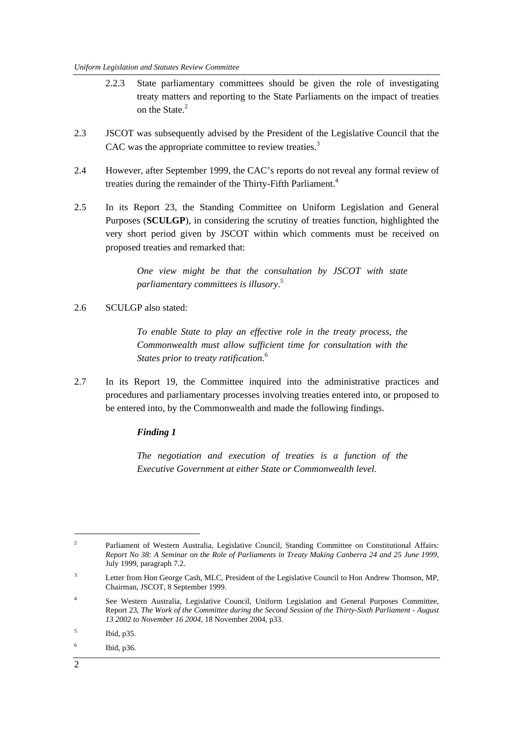2.2.3 State parliamentary committees should be given the role of investigating treaty matters and reporting to the State Parliaments on the impact of treaties on the State.[2]

2.3 JSCOT was subsequently advised by the President of the Legislative Council that the CAC was the appropriate committee to review treaties.[3]

2.4 However, after September 1999, the CAC's reports do not reveal any formal review of treaties during the remainder of the Thirty-Fifth Parliament.[4]

2.5 In its Report 23, the Standing Committee on Uniform Legislation and General Purposes (**SCULGP**), in considering the scrutiny of treaties function, highlighted the very short period given by JSCOT within which comments must be received on proposed treaties and remarked that:

> *One view might be that the consultation by JSCOT with state parliamentary committees is illusory*.[5]

2.6 SCULGP also stated:

> *To enable State to play an effective role in the treaty process, the Commonwealth must allow sufficient time for consultation with the States prior to treaty ratification.*[6]

2.7 In its Report 19, the Committee inquired into the administrative practices and procedures and parliamentary processes involving treaties entered into, or proposed to be entered into, by the Commonwealth and made the following findings.

> ***Finding 1***
>
> *The negotiation and execution of treaties is a function of the Executive Government at either State or Commonwealth level.*

---

[2] Parliament of Western Australia, Legislative Council, Standing Committee on Constitutional Affairs: *Report No 38: A Seminar on the Role of Parliaments in Treaty Making Canberra 24 and 25 June 1999*, July 1999, paragraph 7.2.

[3] Letter from Hon George Cash, MLC, President of the Legislative Council to Hon Andrew Thomson, MP, Chairman, JSCOT, 8 September 1999.

[4] See Western Australia, Legislative Council, Uniform Legislation and General Purposes Committee, Report 23, *The Work of the Committee during the Second Session of the Thirty-Sixth Parliament - August 13 2002 to November 16 2004*, 18 November 2004, p33.

[5] Ibid, p35.

[6] Ibid, p36.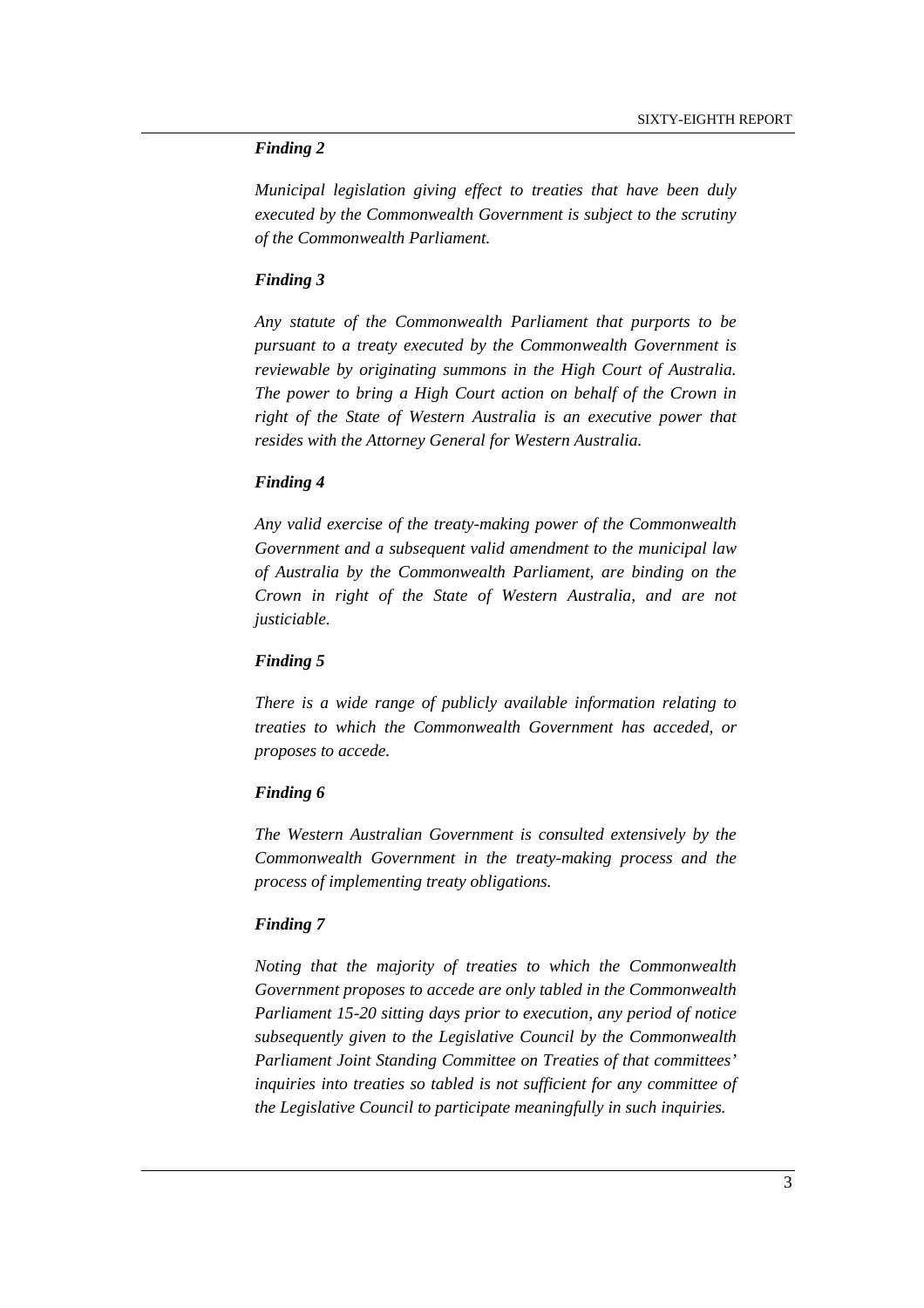***Finding 2***

*Municipal legislation giving effect to treaties that have been duly executed by the Commonwealth Government is subject to the scrutiny of the Commonwealth Parliament.*

***Finding 3***

*Any statute of the Commonwealth Parliament that purports to be pursuant to a treaty executed by the Commonwealth Government is reviewable by originating summons in the High Court of Australia. The power to bring a High Court action on behalf of the Crown in right of the State of Western Australia is an executive power that resides with the Attorney General for Western Australia.*

***Finding 4***

*Any valid exercise of the treaty-making power of the Commonwealth Government and a subsequent valid amendment to the municipal law of Australia by the Commonwealth Parliament, are binding on the Crown in right of the State of Western Australia, and are not justiciable.*

***Finding 5***

*There is a wide range of publicly available information relating to treaties to which the Commonwealth Government has acceded, or proposes to accede.*

***Finding 6***

*The Western Australian Government is consulted extensively by the Commonwealth Government in the treaty-making process and the process of implementing treaty obligations.*

***Finding 7***

*Noting that the majority of treaties to which the Commonwealth Government proposes to accede are only tabled in the Commonwealth Parliament 15-20 sitting days prior to execution, any period of notice subsequently given to the Legislative Council by the Commonwealth Parliament Joint Standing Committee on Treaties of that committees' inquiries into treaties so tabled is not sufficient for any committee of the Legislative Council to participate meaningfully in such inquiries.*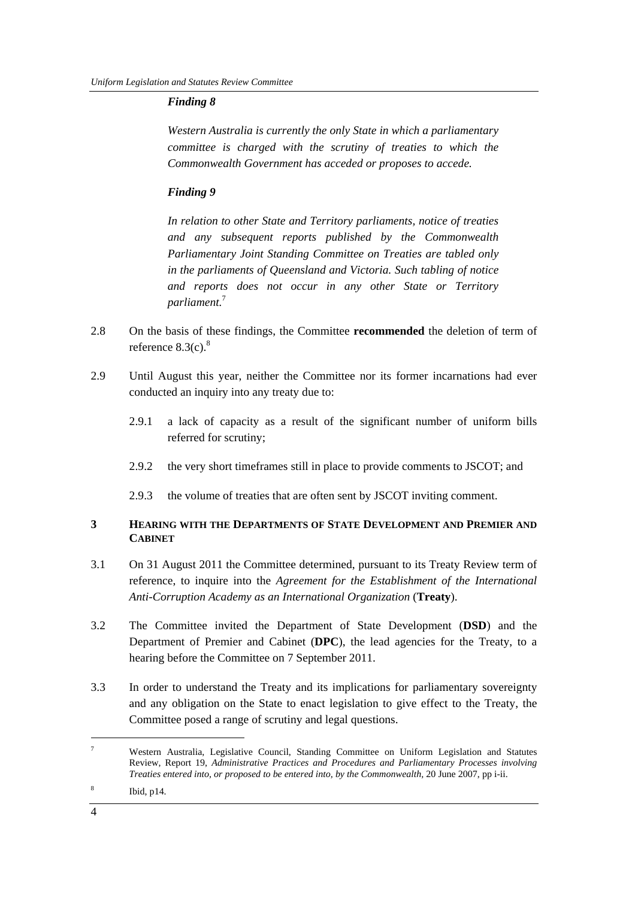*Finding 8*

*Western Australia is currently the only State in which a parliamentary committee is charged with the scrutiny of treaties to which the Commonwealth Government has acceded or proposes to accede.*

*Finding 9*

*In relation to other State and Territory parliaments, notice of treaties and any subsequent reports published by the Commonwealth Parliamentary Joint Standing Committee on Treaties are tabled only in the parliaments of Queensland and Victoria. Such tabling of notice and reports does not occur in any other State or Territory parliament.*[7]

2.8 On the basis of these findings, the Committee **recommended** the deletion of term of reference 8.3(c).[8]

2.9 Until August this year, neither the Committee nor its former incarnations had ever conducted an inquiry into any treaty due to:

2.9.1 a lack of capacity as a result of the significant number of uniform bills referred for scrutiny;

2.9.2 the very short timeframes still in place to provide comments to JSCOT; and

2.9.3 the volume of treaties that are often sent by JSCOT inviting comment.

## 3 HEARING WITH THE DEPARTMENTS OF STATE DEVELOPMENT AND PREMIER AND CABINET

3.1 On 31 August 2011 the Committee determined, pursuant to its Treaty Review term of reference, to inquire into the *Agreement for the Establishment of the International Anti-Corruption Academy as an International Organization* (**Treaty**).

3.2 The Committee invited the Department of State Development (**DSD**) and the Department of Premier and Cabinet (**DPC**), the lead agencies for the Treaty, to a hearing before the Committee on 7 September 2011.

3.3 In order to understand the Treaty and its implications for parliamentary sovereignty and any obligation on the State to enact legislation to give effect to the Treaty, the Committee posed a range of scrutiny and legal questions.

---

[7] Western Australia, Legislative Council, Standing Committee on Uniform Legislation and Statutes Review, Report 19, *Administrative Practices and Procedures and Parliamentary Processes involving Treaties entered into, or proposed to be entered into, by the Commonwealth*, 20 June 2007, pp i-ii.

[8] Ibid, p14.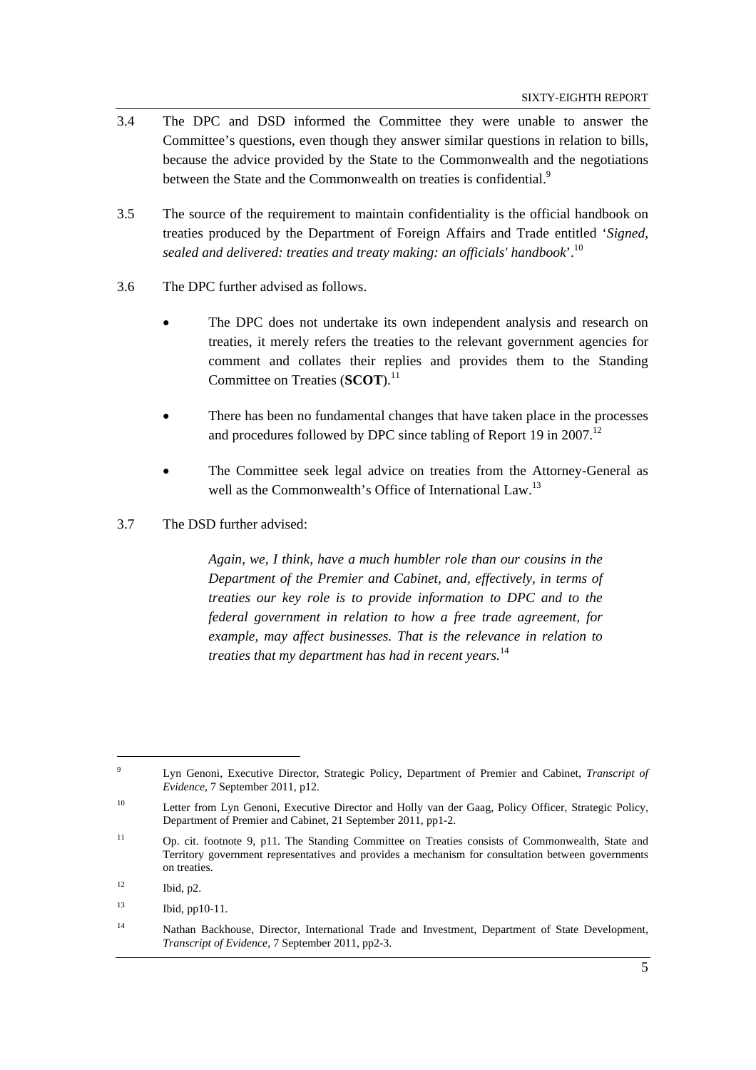3.4 The DPC and DSD informed the Committee they were unable to answer the Committee's questions, even though they answer similar questions in relation to bills, because the advice provided by the State to the Commonwealth and the negotiations between the State and the Commonwealth on treaties is confidential.[9]

3.5 The source of the requirement to maintain confidentiality is the official handbook on treaties produced by the Department of Foreign Affairs and Trade entitled '*Signed, sealed and delivered: treaties and treaty making: an officials' handbook*'.[10]

3.6 The DPC further advised as follows.

- The DPC does not undertake its own independent analysis and research on treaties, it merely refers the treaties to the relevant government agencies for comment and collates their replies and provides them to the Standing Committee on Treaties (**SCOT**).[11]
- There has been no fundamental changes that have taken place in the processes and procedures followed by DPC since tabling of Report 19 in 2007.[12]
- The Committee seek legal advice on treaties from the Attorney-General as well as the Commonwealth's Office of International Law.[13]

3.7 The DSD further advised:

> *Again, we, I think, have a much humbler role than our cousins in the Department of the Premier and Cabinet, and, effectively, in terms of treaties our key role is to provide information to DPC and to the federal government in relation to how a free trade agreement, for example, may affect businesses. That is the relevance in relation to treaties that my department has had in recent years.*[14]

---

[9] Lyn Genoni, Executive Director, Strategic Policy, Department of Premier and Cabinet, *Transcript of Evidence,* 7 September 2011, p12.

[10] Letter from Lyn Genoni, Executive Director and Holly van der Gaag, Policy Officer, Strategic Policy, Department of Premier and Cabinet, 21 September 2011, pp1-2.

[11] Op. cit. footnote 9, p11. The Standing Committee on Treaties consists of Commonwealth, State and Territory government representatives and provides a mechanism for consultation between governments on treaties.

[12] Ibid, p2.

[13] Ibid, pp10-11.

[14] Nathan Backhouse, Director, International Trade and Investment, Department of State Development, *Transcript of Evidence,* 7 September 2011, pp2-3.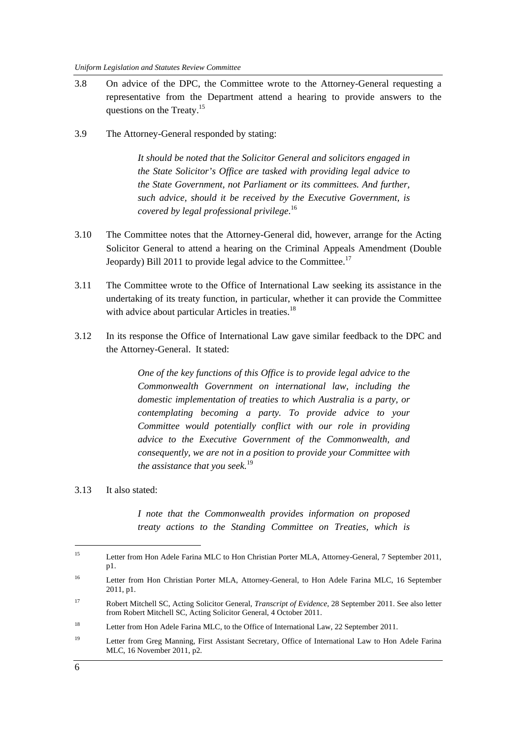3.8 On advice of the DPC, the Committee wrote to the Attorney-General requesting a representative from the Department attend a hearing to provide answers to the questions on the Treaty.[15]

3.9 The Attorney-General responded by stating:

> *It should be noted that the Solicitor General and solicitors engaged in the State Solicitor's Office are tasked with providing legal advice to the State Government, not Parliament or its committees. And further, such advice, should it be received by the Executive Government, is covered by legal professional privilege.*[16]

3.10 The Committee notes that the Attorney-General did, however, arrange for the Acting Solicitor General to attend a hearing on the Criminal Appeals Amendment (Double Jeopardy) Bill 2011 to provide legal advice to the Committee.[17]

3.11 The Committee wrote to the Office of International Law seeking its assistance in the undertaking of its treaty function, in particular, whether it can provide the Committee with advice about particular Articles in treaties.[18]

3.12 In its response the Office of International Law gave similar feedback to the DPC and the Attorney-General. It stated:

> *One of the key functions of this Office is to provide legal advice to the Commonwealth Government on international law, including the domestic implementation of treaties to which Australia is a party, or contemplating becoming a party. To provide advice to your Committee would potentially conflict with our role in providing advice to the Executive Government of the Commonwealth, and consequently, we are not in a position to provide your Committee with the assistance that you seek.*[19]

3.13 It also stated:

> *I note that the Commonwealth provides information on proposed treaty actions to the Standing Committee on Treaties, which is*

---

[15] Letter from Hon Adele Farina MLC to Hon Christian Porter MLA, Attorney-General, 7 September 2011, p1.

[16] Letter from Hon Christian Porter MLA, Attorney-General, to Hon Adele Farina MLC, 16 September 2011, p1.

[17] Robert Mitchell SC, Acting Solicitor General, *Transcript of Evidence*, 28 September 2011. See also letter from Robert Mitchell SC, Acting Solicitor General, 4 October 2011.

[18] Letter from Hon Adele Farina MLC, to the Office of International Law, 22 September 2011.

[19] Letter from Greg Manning, First Assistant Secretary, Office of International Law to Hon Adele Farina MLC, 16 November 2011, p2.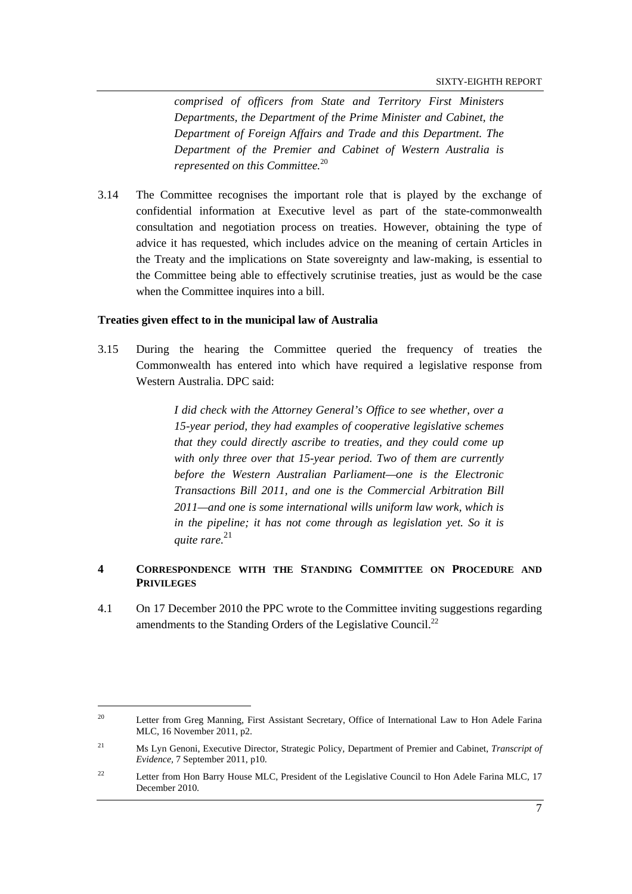> *comprised of officers from State and Territory First Ministers Departments, the Department of the Prime Minister and Cabinet, the Department of Foreign Affairs and Trade and this Department. The Department of the Premier and Cabinet of Western Australia is represented on this Committee.*[20]

3.14 The Committee recognises the important role that is played by the exchange of confidential information at Executive level as part of the state-commonwealth consultation and negotiation process on treaties. However, obtaining the type of advice it has requested, which includes advice on the meaning of certain Articles in the Treaty and the implications on State sovereignty and law-making, is essential to the Committee being able to effectively scrutinise treaties, just as would be the case when the Committee inquires into a bill.

**Treaties given effect to in the municipal law of Australia**

3.15 During the hearing the Committee queried the frequency of treaties the Commonwealth has entered into which have required a legislative response from Western Australia. DPC said:

> *I did check with the Attorney General's Office to see whether, over a 15-year period, they had examples of cooperative legislative schemes that they could directly ascribe to treaties, and they could come up with only three over that 15-year period. Two of them are currently before the Western Australian Parliament—one is the Electronic Transactions Bill 2011, and one is the Commercial Arbitration Bill 2011—and one is some international wills uniform law work, which is in the pipeline; it has not come through as legislation yet. So it is quite rare.*[21]

## 4 CORRESPONDENCE WITH THE STANDING COMMITTEE ON PROCEDURE AND PRIVILEGES

4.1 On 17 December 2010 the PPC wrote to the Committee inviting suggestions regarding amendments to the Standing Orders of the Legislative Council.[22]

---

[20] Letter from Greg Manning, First Assistant Secretary, Office of International Law to Hon Adele Farina MLC, 16 November 2011, p2.

[21] Ms Lyn Genoni, Executive Director, Strategic Policy, Department of Premier and Cabinet, *Transcript of Evidence*, 7 September 2011, p10.

[22] Letter from Hon Barry House MLC, President of the Legislative Council to Hon Adele Farina MLC, 17 December 2010.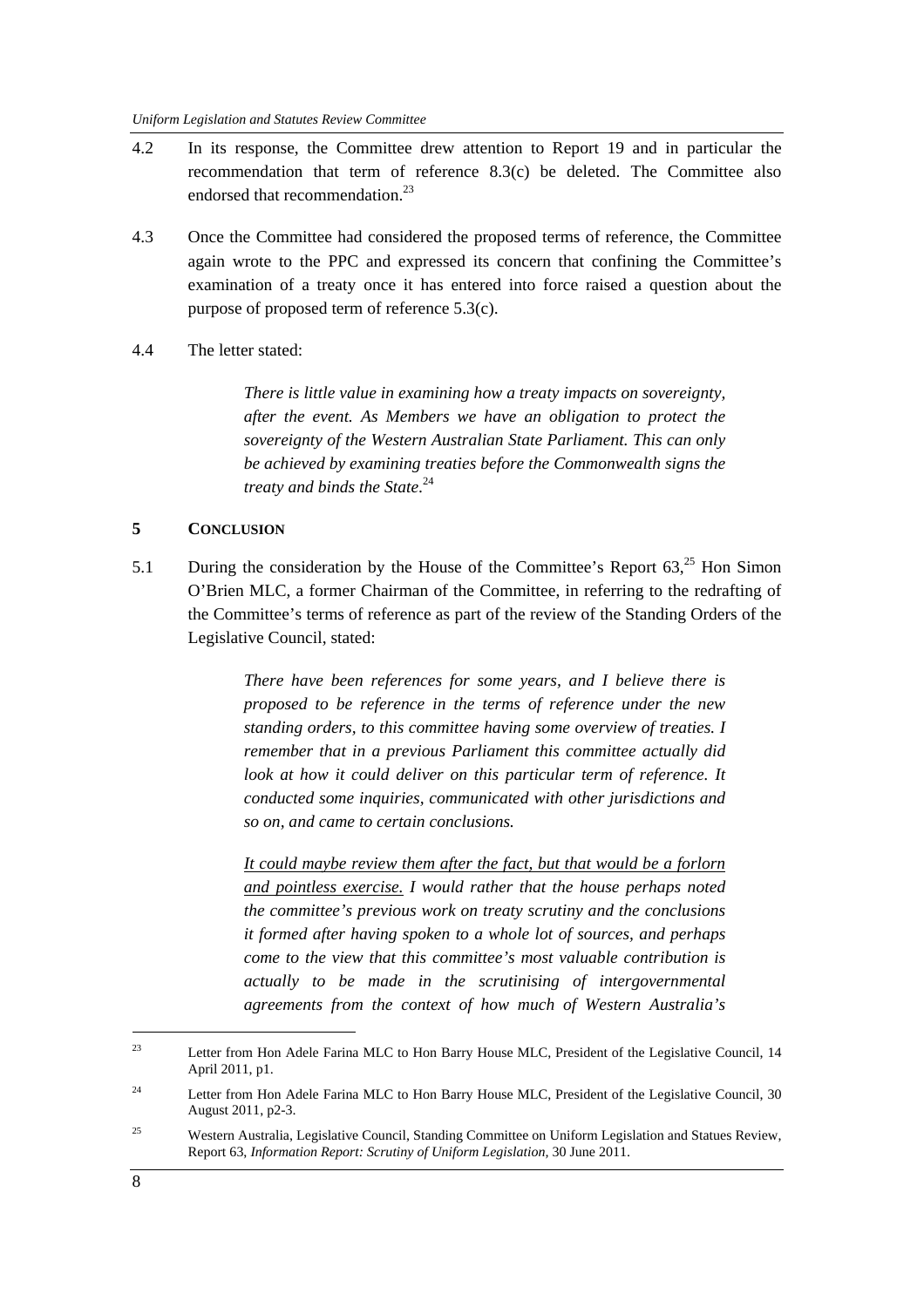4.2 In its response, the Committee drew attention to Report 19 and in particular the recommendation that term of reference 8.3(c) be deleted. The Committee also endorsed that recommendation.[23]

4.3 Once the Committee had considered the proposed terms of reference, the Committee again wrote to the PPC and expressed its concern that confining the Committee's examination of a treaty once it has entered into force raised a question about the purpose of proposed term of reference 5.3(c).

4.4 The letter stated:

> *There is little value in examining how a treaty impacts on sovereignty, after the event. As Members we have an obligation to protect the sovereignty of the Western Australian State Parliament. This can only be achieved by examining treaties before the Commonwealth signs the treaty and binds the State.*[24]

## 5 CONCLUSION

5.1 During the consideration by the House of the Committee's Report 63,[25] Hon Simon O'Brien MLC, a former Chairman of the Committee, in referring to the redrafting of the Committee's terms of reference as part of the review of the Standing Orders of the Legislative Council, stated:

> *There have been references for some years, and I believe there is proposed to be reference in the terms of reference under the new standing orders, to this committee having some overview of treaties. I remember that in a previous Parliament this committee actually did look at how it could deliver on this particular term of reference. It conducted some inquiries, communicated with other jurisdictions and so on, and came to certain conclusions.*
>
> *<u>It could maybe review them after the fact, but that would be a forlorn and pointless exercise.</u> I would rather that the house perhaps noted the committee's previous work on treaty scrutiny and the conclusions it formed after having spoken to a whole lot of sources, and perhaps come to the view that this committee's most valuable contribution is actually to be made in the scrutinising of intergovernmental agreements from the context of how much of Western Australia's*

---

[23] Letter from Hon Adele Farina MLC to Hon Barry House MLC, President of the Legislative Council, 14 April 2011, p1.

[24] Letter from Hon Adele Farina MLC to Hon Barry House MLC, President of the Legislative Council, 30 August 2011, p2-3.

[25] Western Australia, Legislative Council, Standing Committee on Uniform Legislation and Statues Review, Report 63, *Information Report: Scrutiny of Uniform Legislation*, 30 June 2011.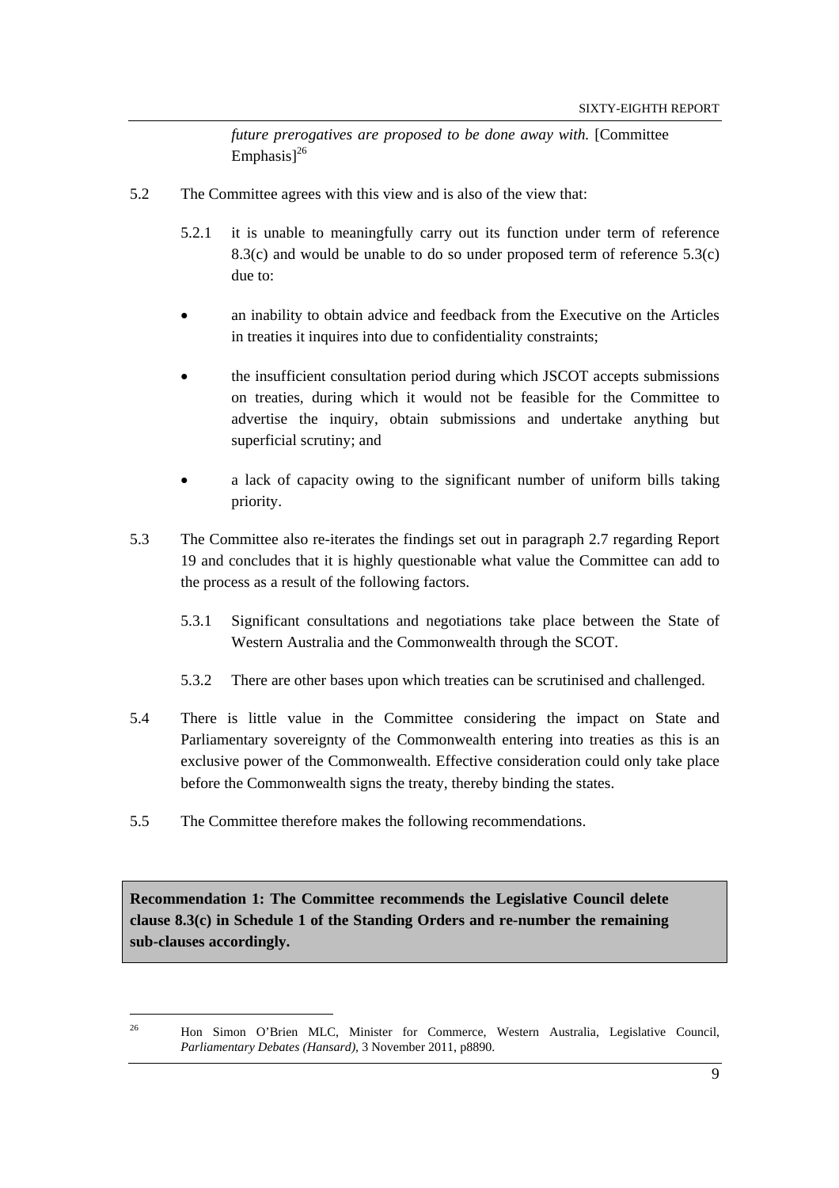> *future prerogatives are proposed to be done away with.* [Committee Emphasis][26]

5.2 The Committee agrees with this view and is also of the view that:

5.2.1 it is unable to meaningfully carry out its function under term of reference 8.3(c) and would be unable to do so under proposed term of reference 5.3(c) due to:

- an inability to obtain advice and feedback from the Executive on the Articles in treaties it inquires into due to confidentiality constraints;
- the insufficient consultation period during which JSCOT accepts submissions on treaties, during which it would not be feasible for the Committee to advertise the inquiry, obtain submissions and undertake anything but superficial scrutiny; and
- a lack of capacity owing to the significant number of uniform bills taking priority.

5.3 The Committee also re-iterates the findings set out in paragraph 2.7 regarding Report 19 and concludes that it is highly questionable what value the Committee can add to the process as a result of the following factors.

5.3.1 Significant consultations and negotiations take place between the State of Western Australia and the Commonwealth through the SCOT.

5.3.2 There are other bases upon which treaties can be scrutinised and challenged.

5.4 There is little value in the Committee considering the impact on State and Parliamentary sovereignty of the Commonwealth entering into treaties as this is an exclusive power of the Commonwealth. Effective consideration could only take place before the Commonwealth signs the treaty, thereby binding the states.

5.5 The Committee therefore makes the following recommendations.

**Recommendation 1: The Committee recommends the Legislative Council delete clause 8.3(c) in Schedule 1 of the Standing Orders and re-number the remaining sub-clauses accordingly.**

---

[26] Hon Simon O'Brien MLC, Minister for Commerce, Western Australia, Legislative Council, *Parliamentary Debates (Hansard)*, 3 November 2011, p8890.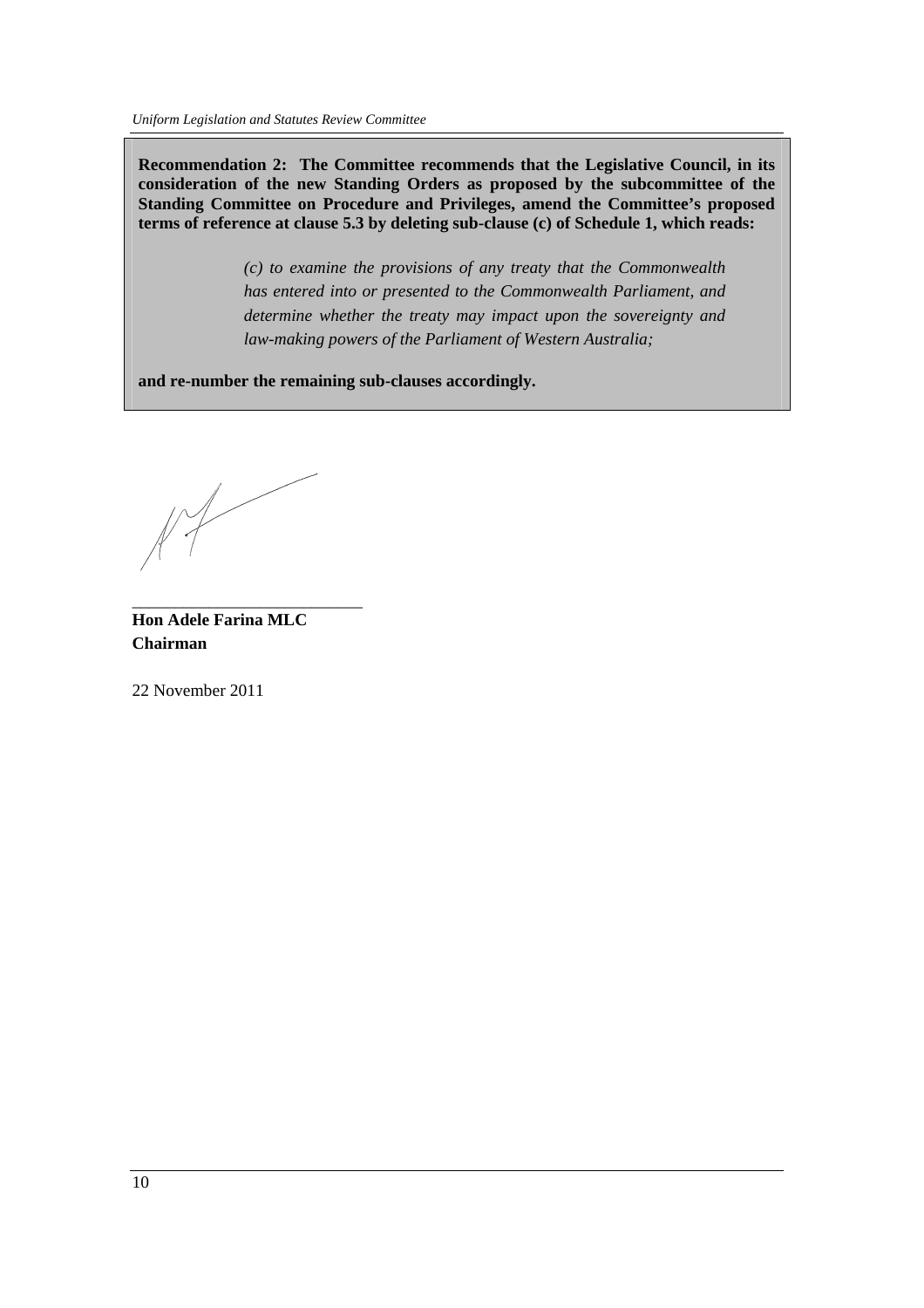**Recommendation 2: The Committee recommends that the Legislative Council, in its consideration of the new Standing Orders as proposed by the subcommittee of the Standing Committee on Procedure and Privileges, amend the Committee's proposed terms of reference at clause 5.3 by deleting sub-clause (c) of Schedule 1, which reads:**

> *(c) to examine the provisions of any treaty that the Commonwealth has entered into or presented to the Commonwealth Parliament, and determine whether the treaty may impact upon the sovereignty and law-making powers of the Parliament of Western Australia;*

**and re-number the remaining sub-clauses accordingly.**

___________________________

**Hon Adele Farina MLC**
**Chairman**

22 November 2011